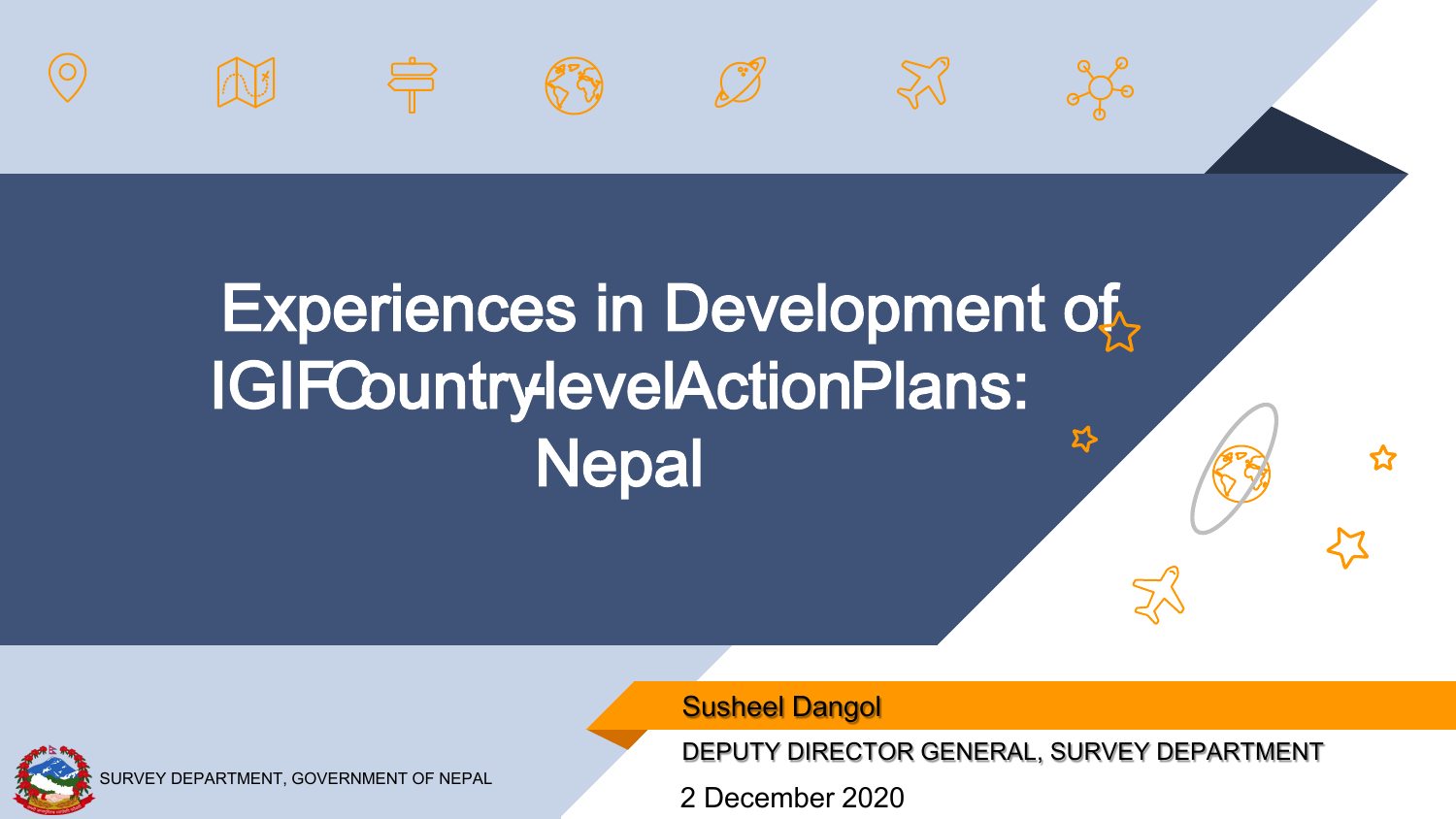# Experiences in Development of IGIF Country-level Action Plans: Nepal

**Susheel Dangol**

DEPUTY DIRECTOR GENERAL, SURVEY DEPARTMENT

2 December 2020

SURVEY DEPARTMENT, GOVERNMENT OF NEPAL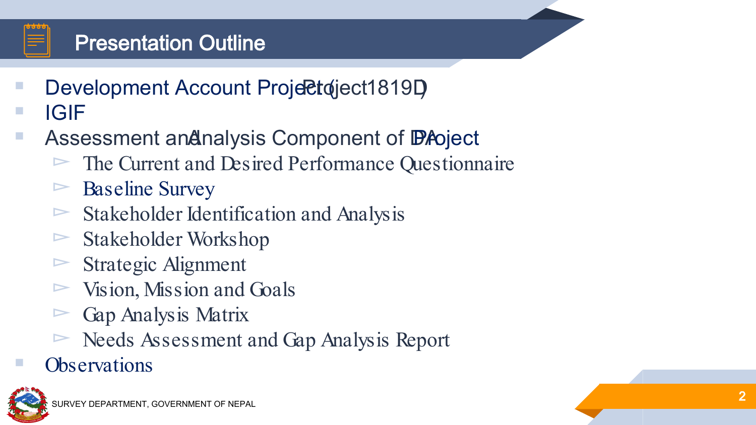# Presentation Outline

- Development Account Project (Project 1819D)
- IGIF
- Assessment and Analysis Component of DA Project
  - The Current and Desired Performance Questionnaire
  - Baseline Survey
  - Stakeholder Identification and Analysis
  - Stakeholder Workshop
  - Strategic Alignment
  - Vision, Mission and Goals
  - Gap Analysis Matrix
  - Needs Assessment and Gap Analysis Report
- Observations

SURVEY DEPARTMENT, GOVERNMENT OF NEPAL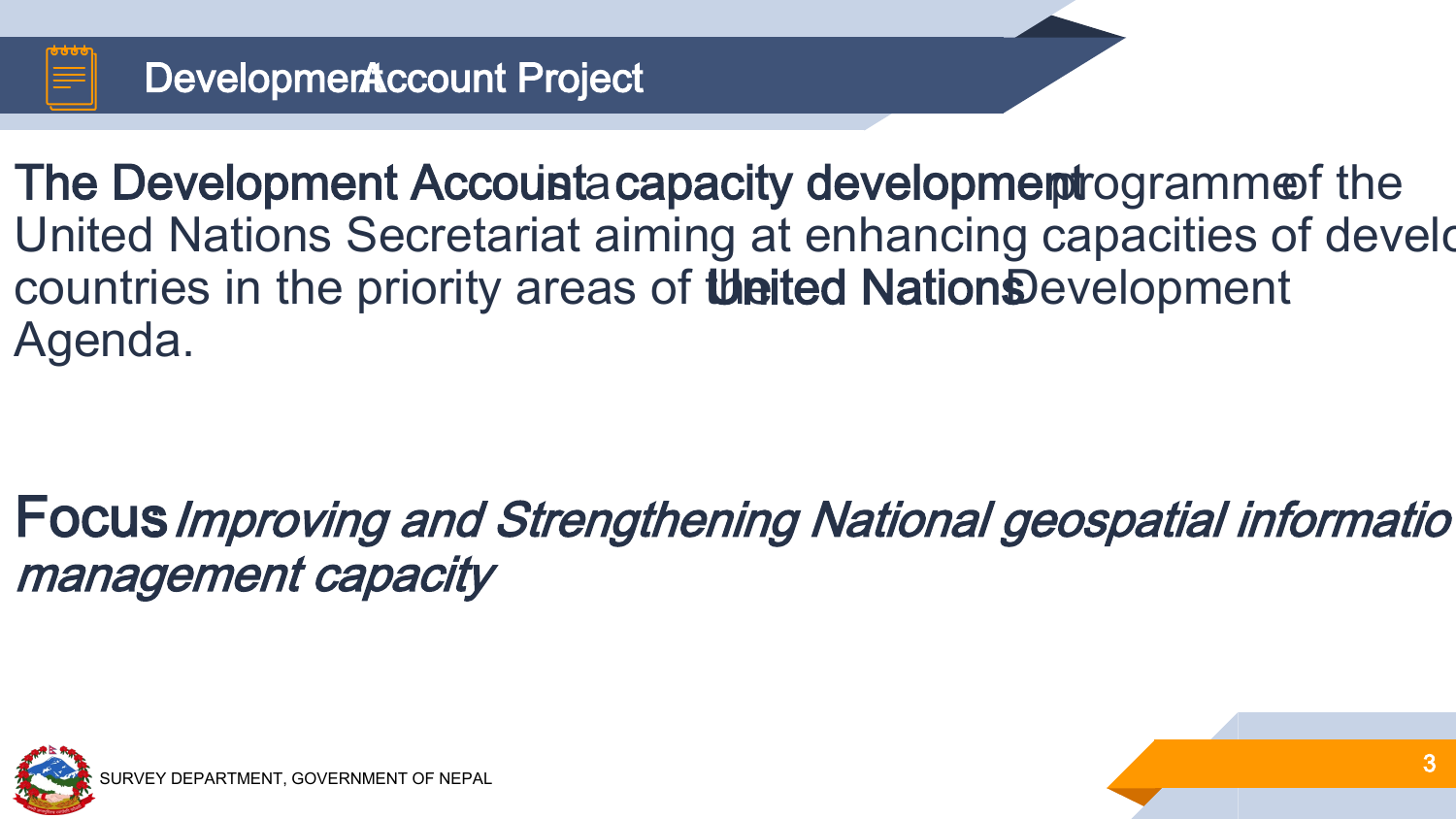# Development Account Project

**The Development Account** is a **capacity development** programme of the United Nations Secretariat aiming at enhancing capacities of develo countries in the priority areas of the **United Nations** Development Agenda.

**Focus**: *Improving and Strengthening National geospatial informatio management capacity*

SURVEY DEPARTMENT, GOVERNMENT OF NEPAL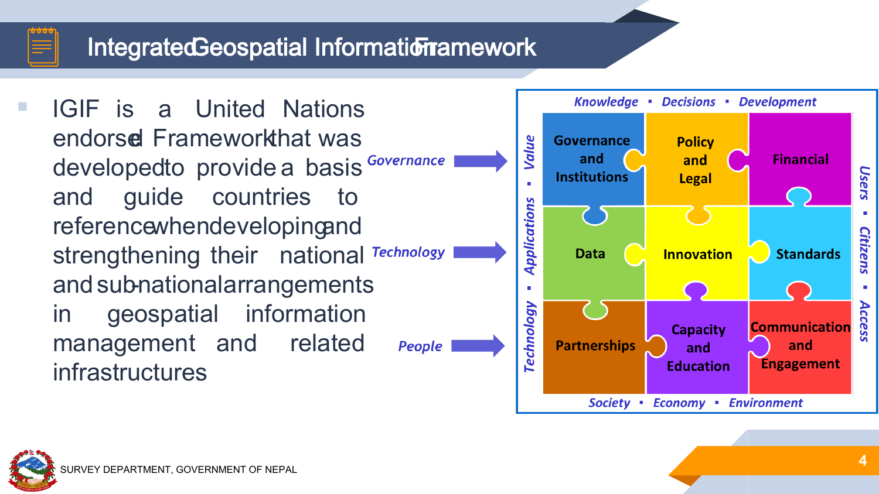# Integrated Geospatial Information Framework

- IGIF is a United Nations endorsed Framework that was developed to provide a basis and guide countries to reference when developing and strengthening their national and sub-national arrangements in geospatial information management and related infrastructures

Governance →

Technology →

People →

Knowledge ▪ Decisions ▪ Development

| Governance and Institutions | Policy and Legal | Financial |
| --- | --- | --- |
| Data | Innovation | Standards |
| Partnerships | Capacity and Education | Communication and Engagement |

Society ▪ Economy ▪ Environment

Technology ▪ Applications ▪ Value

Users ▪ Citizens ▪ Access

SURVEY DEPARTMENT, GOVERNMENT OF NEPAL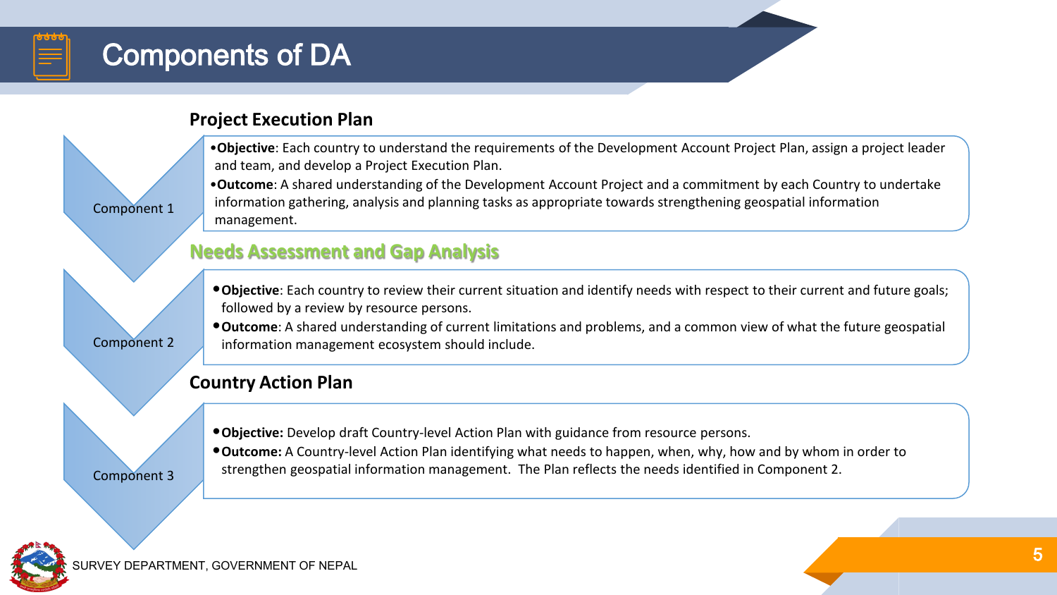# Components of DA

## Component 1

### Project Execution Plan

- **Objective**: Each country to understand the requirements of the Development Account Project Plan, assign a project leader and team, and develop a Project Execution Plan.
- **Outcome**: A shared understanding of the Development Account Project and a commitment by each Country to undertake information gathering, analysis and planning tasks as appropriate towards strengthening geospatial information management.

## Component 2

### Needs Assessment and Gap Analysis

- **Objective**: Each country to review their current situation and identify needs with respect to their current and future goals; followed by a review by resource persons.
- **Outcome**: A shared understanding of current limitations and problems, and a common view of what the future geospatial information management ecosystem should include.

## Component 3

### Country Action Plan

- **Objective:** Develop draft Country-level Action Plan with guidance from resource persons.
- **Outcome:** A Country-level Action Plan identifying what needs to happen, when, why, how and by whom in order to strengthen geospatial information management. The Plan reflects the needs identified in Component 2.

SURVEY DEPARTMENT, GOVERNMENT OF NEPAL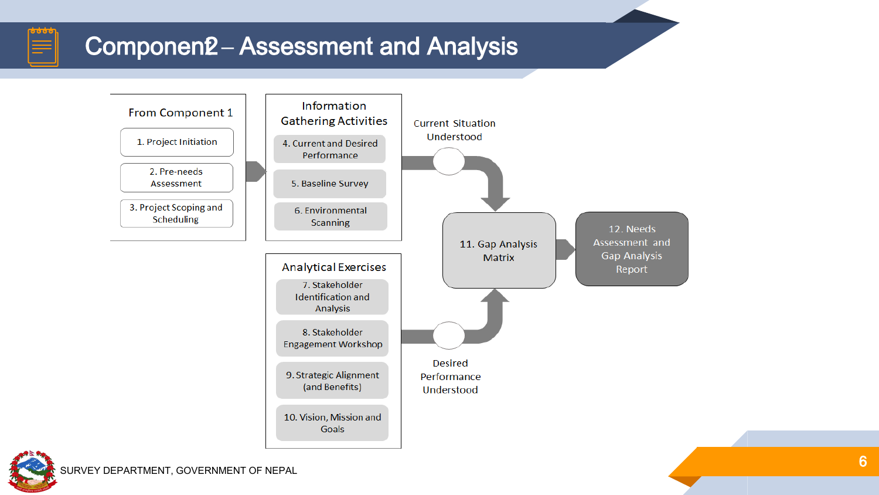# Component 2 – Assessment and Analysis

**From Component 1**

- 1. Project Initiation
- 2. Pre-needs Assessment
- 3. Project Scoping and Scheduling

**Information Gathering Activities**

- 4. Current and Desired Performance
- 5. Baseline Survey
- 6. Environmental Scanning

Current Situation Understood

**Analytical Exercises**

- 7. Stakeholder Identification and Analysis
- 8. Stakeholder Engagement Workshop
- 9. Strategic Alignment (and Benefits)
- 10. Vision, Mission and Goals

Desired Performance Understood

11. Gap Analysis Matrix

12. Needs Assessment and Gap Analysis Report

SURVEY DEPARTMENT, GOVERNMENT OF NEPAL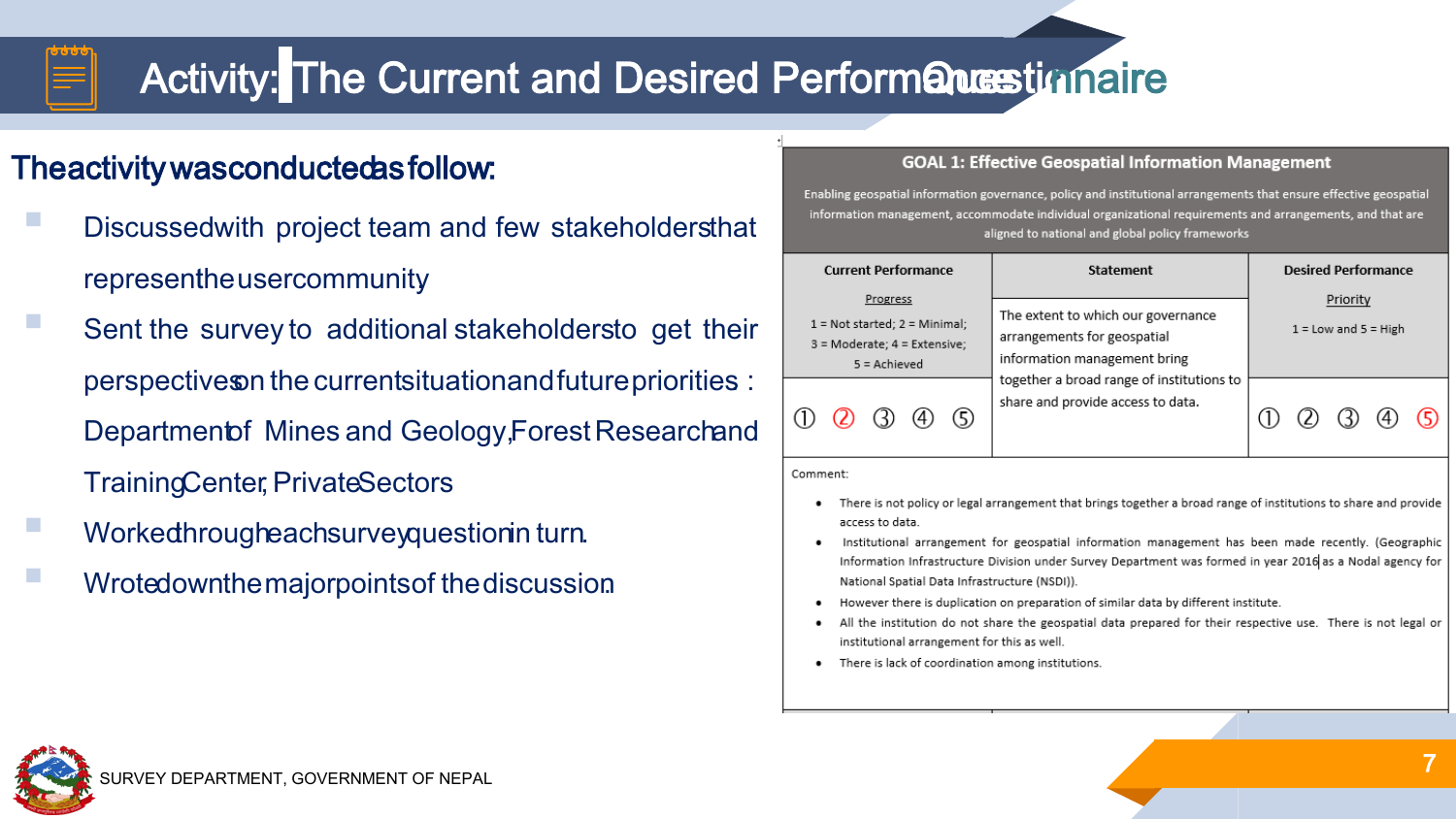# Activity: The Current and Desired Performance Questionnaire

**The activity was conducted as follow:**

- Discussed with project team and few stakeholders that represent the user community
- Sent the survey to additional stakeholders to get their perspectives on the current situation and future priorities : Department of Mines and Geology, Forest Research and Training Center, Private Sectors
- Worked through each survey question in turn.
- Wrote down the major points of the discussion.

## GOAL 1: Effective Geospatial Information Management

Enabling geospatial information governance, policy and institutional arrangements that ensure effective geospatial information management, accommodate individual organizational requirements and arrangements, and that are aligned to national and global policy frameworks

| Current Performance | Statement | Desired Performance |
|---|---|---|
| Progress<br>1 = Not started; 2 = Minimal; 3 = Moderate; 4 = Extensive; 5 = Achieved | The extent to which our governance arrangements for geospatial information management bring together a broad range of institutions to share and provide access to data. | Priority<br>1 = Low and 5 = High |
| ① ② ③ ④ ⑤ (2 selected) | | ① ② ③ ④ ⑤ (5 selected) |

Comment:

- There is not policy or legal arrangement that brings together a broad range of institutions to share and provide access to data.
- Institutional arrangement for geospatial information management has been made recently. (Geographic Information Infrastructure Division under Survey Department was formed in year 2016 as a Nodal agency for National Spatial Data Infrastructure (NSDI)).
- However there is duplication on preparation of similar data by different institute.
- All the institution do not share the geospatial data prepared for their respective use. There is not legal or institutional arrangement for this as well.
- There is lack of coordination among institutions.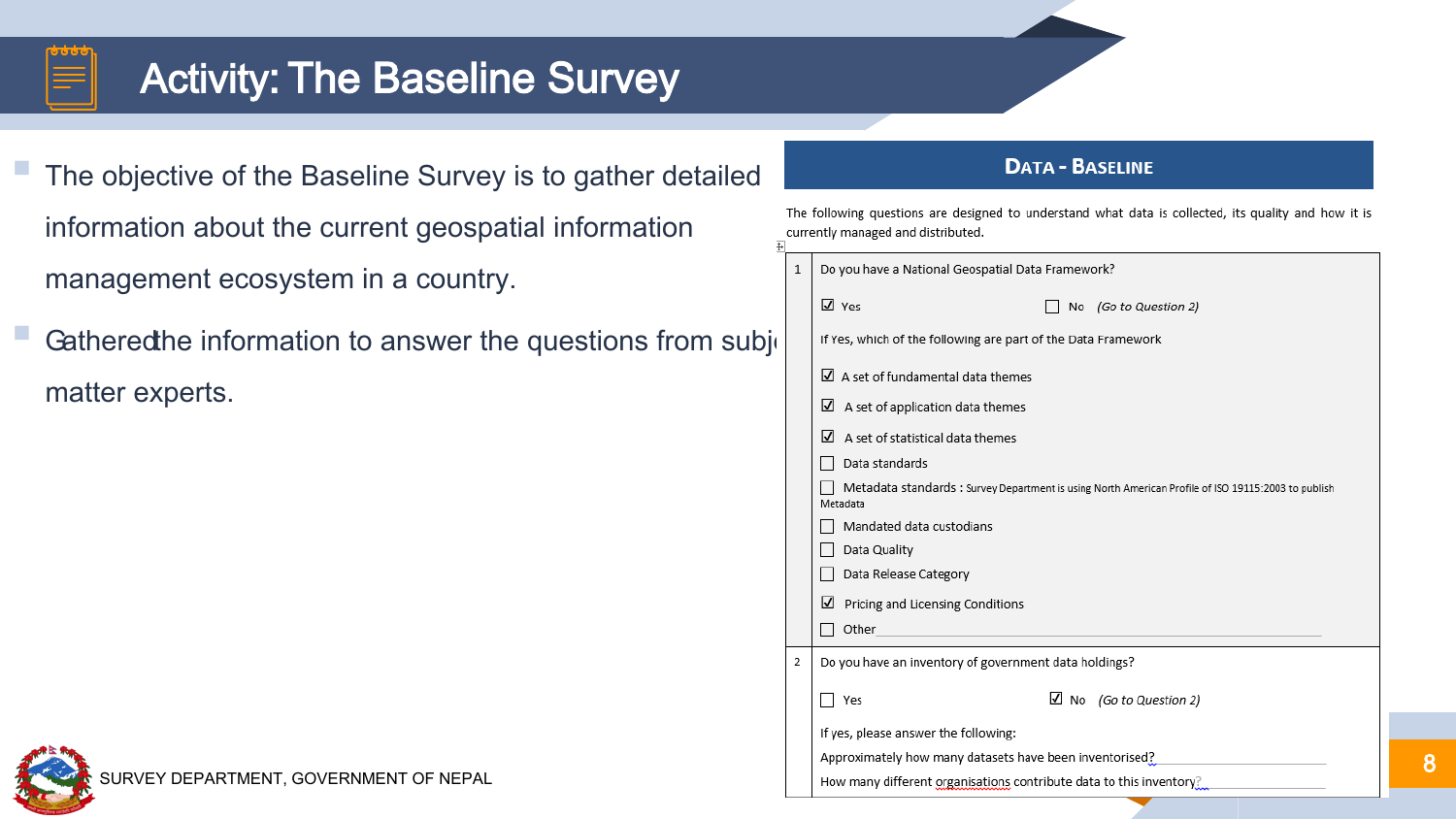# Activity: The Baseline Survey

- The objective of the Baseline Survey is to gather detailed information about the current geospatial information management ecosystem in a country.
- Gathered the information to answer the questions from subject matter experts.

## Data - Baseline

The following questions are designed to understand what data is collected, its quality and how it is currently managed and distributed.

| | |
|---|---|
| 1 | Do you have a National Geospatial Data Framework?<br><br>☑ Yes ☐ No *(Go to Question 2)*<br><br>If Yes, which of the following are part of the Data Framework<br><br>☑ A set of fundamental data themes<br>☑ A set of application data themes<br>☑ A set of statistical data themes<br>☐ Data standards<br>☐ Metadata standards : Survey Department is using North American Profile of ISO 19115:2003 to publish Metadata<br>☐ Mandated data custodians<br>☐ Data Quality<br>☐ Data Release Category<br>☑ Pricing and Licensing Conditions<br>☐ Other ____________ |
| 2 | Do you have an inventory of government data holdings?<br><br>☐ Yes ☑ No *(Go to Question 2)*<br><br>If yes, please answer the following:<br>Approximately how many datasets have been inventorised? ____________<br>How many different organisations contribute data to this inventory? ____________ |

SURVEY DEPARTMENT, GOVERNMENT OF NEPAL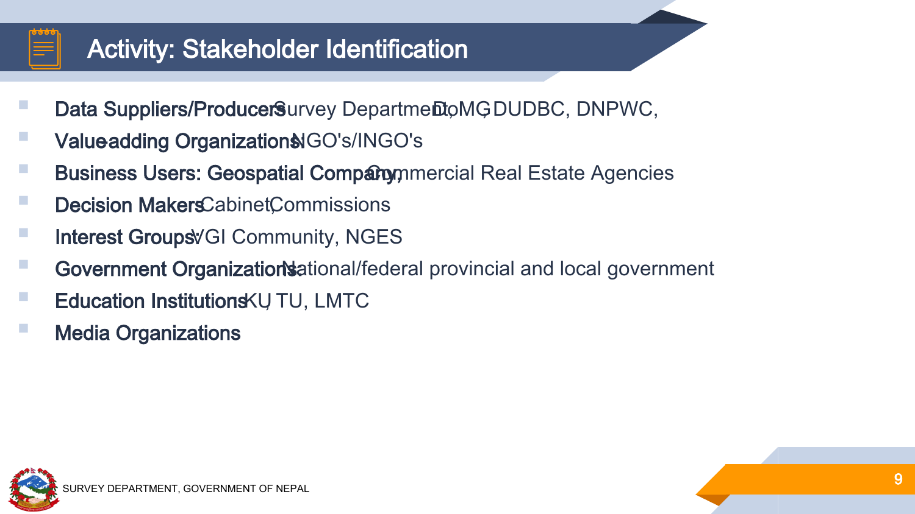# Activity: Stakeholder Identification

- **Data Suppliers/Producers:** Survey Department, DoMG, DUDBC, DNPWC,
- **Value-adding Organizations:** NGO's/INGO's
- **Business Users: Geospatial Company,** Commercial Real Estate Agencies
- **Decision Makers:** Cabinet, Commissions
- **Interest Groups:** VGI Community, NGES
- **Government Organizations:** National/federal provincial and local government
- **Education Institutions:** KU, TU, LMTC
- **Media Organizations**

SURVEY DEPARTMENT, GOVERNMENT OF NEPAL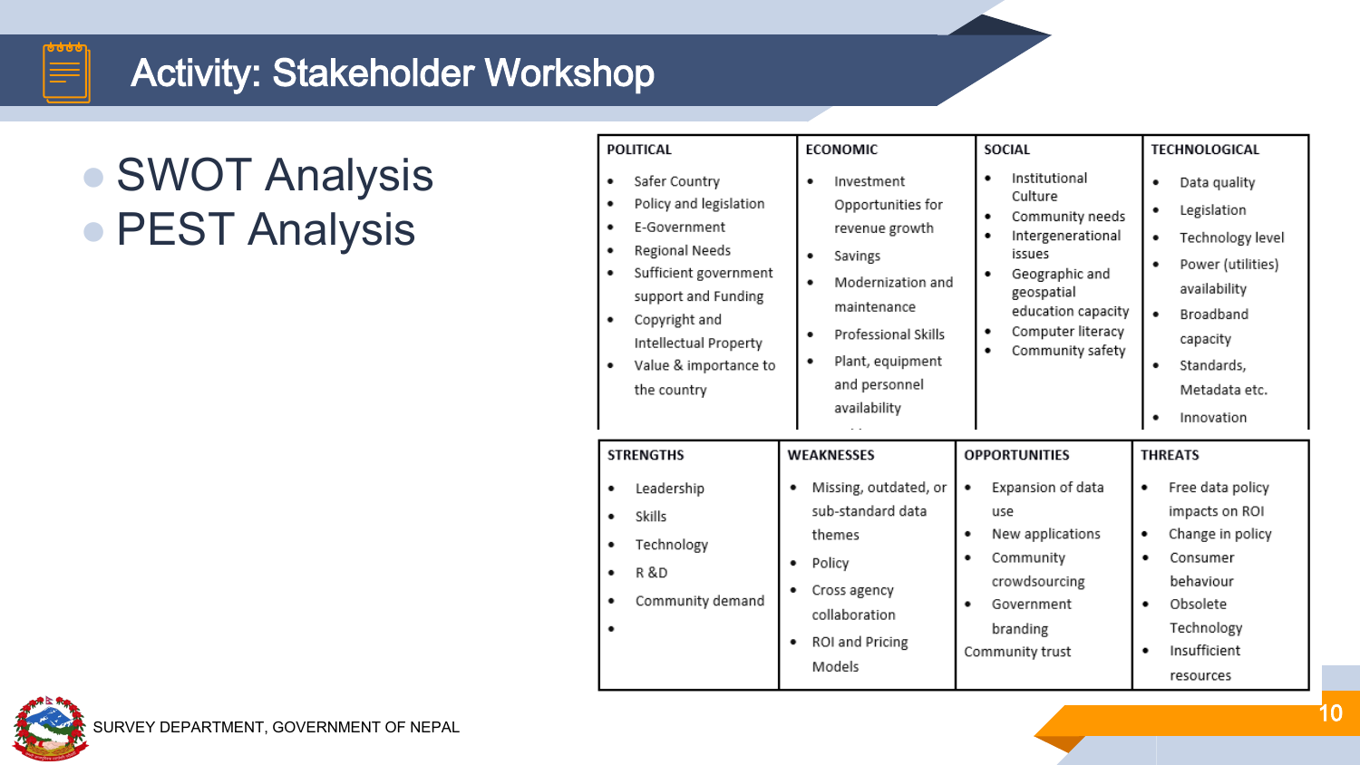# Activity: Stakeholder Workshop

- SWOT Analysis
- PEST Analysis

| POLITICAL | ECONOMIC | SOCIAL | TECHNOLOGICAL |
|---|---|---|---|
| • Safer Country<br>• Policy and legislation<br>• E-Government<br>• Regional Needs<br>• Sufficient government support and Funding<br>• Copyright and Intellectual Property<br>• Value & importance to the country | • Investment Opportunities for revenue growth<br>• Savings<br>• Modernization and maintenance<br>• Professional Skills<br>• Plant, equipment and personnel availability | • Institutional Culture<br>• Community needs<br>• Intergenerational issues<br>• Geographic and geospatial education capacity<br>• Computer literacy<br>• Community safety | • Data quality<br>• Legislation<br>• Technology level<br>• Power (utilities) availability<br>• Broadband capacity<br>• Standards, Metadata etc.<br>• Innovation |

| STRENGTHS | WEAKNESSES | OPPORTUNITIES | THREATS |
|---|---|---|---|
| • Leadership<br>• Skills<br>• Technology<br>• R &D<br>• Community demand<br>• | • Missing, outdated, or sub-standard data themes<br>• Policy<br>• Cross agency collaboration<br>• ROI and Pricing Models | • Expansion of data use<br>• New applications<br>• Community crowdsourcing<br>• Government branding<br>Community trust | • Free data policy impacts on ROI<br>• Change in policy<br>• Consumer behaviour<br>• Obsolete Technology<br>• Insufficient resources |

SURVEY DEPARTMENT, GOVERNMENT OF NEPAL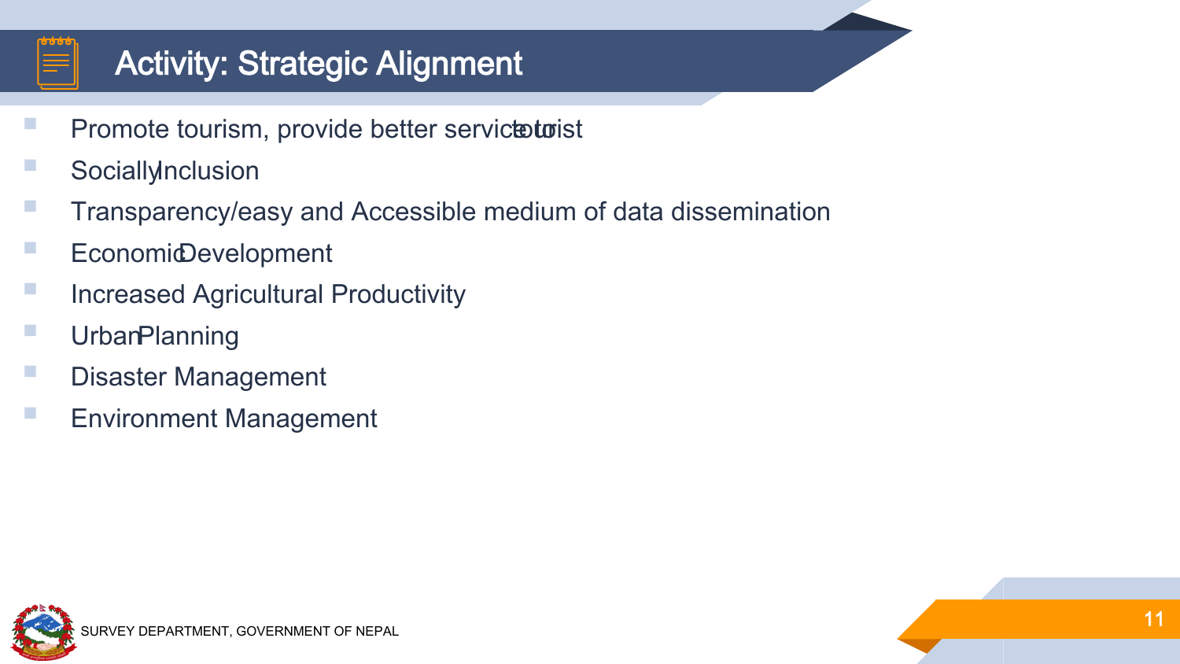# Activity: Strategic Alignment

- Promote tourism, provide better service to tourist
- Socially Inclusion
- Transparency/easy and Accessible medium of data dissemination
- Economic Development
- Increased Agricultural Productivity
- Urban Planning
- Disaster Management
- Environment Management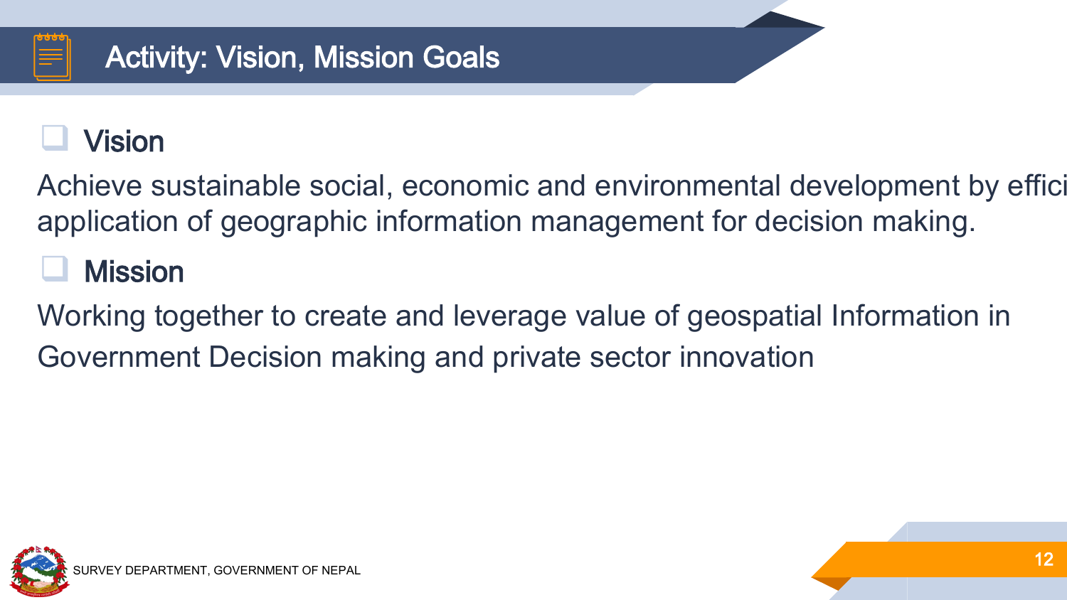# Activity: Vision, Mission Goals

## Vision

Achieve sustainable social, economic and environmental development by effici application of geographic information management for decision making.

## Mission

Working together to create and leverage value of geospatial Information in Government Decision making and private sector innovation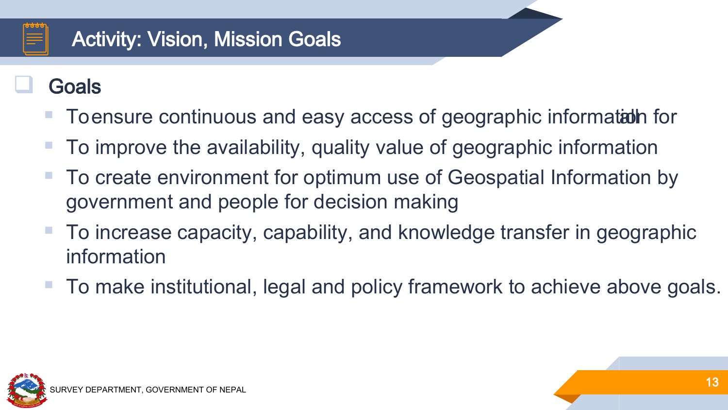# Activity: Vision, Mission Goals

## Goals

- To ensure continuous and easy access of geographic information for all
- To improve the availability, quality value of geographic information
- To create environment for optimum use of Geospatial Information by government and people for decision making
- To increase capacity, capability, and knowledge transfer in geographic information
- To make institutional, legal and policy framework to achieve above goals.

SURVEY DEPARTMENT, GOVERNMENT OF NEPAL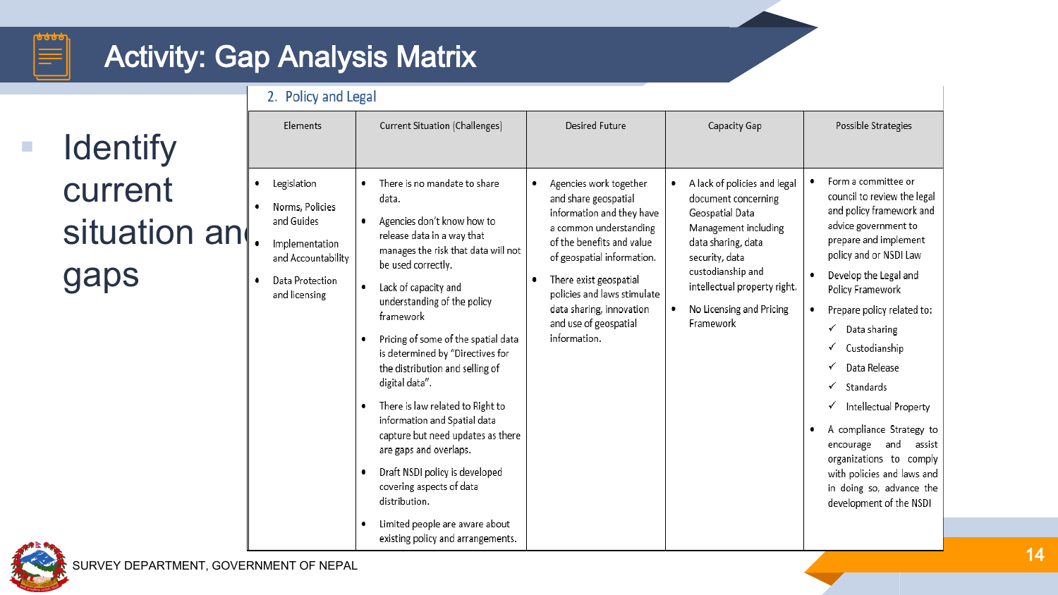# Activity: Gap Analysis Matrix

- Identify current situation and gaps

## 2. Policy and Legal

| Elements | Current Situation (Challenges) | Desired Future | Capacity Gap | Possible Strategies |
|---|---|---|---|---|
| • Legislation<br>• Norms, Policies and Guides<br>• Implementation and Accountability<br>• Data Protection and licensing | • There is no mandate to share data.<br>• Agencies don't know how to release data in a way that manages the risk that data will not be used correctly.<br>• Lack of capacity and understanding of the policy framework<br>• Pricing of some of the spatial data is determined by "Directives for the distribution and selling of digital data".<br>• There is law related to Right to information and Spatial data capture but need updates as there are gaps and overlaps.<br>• Draft NSDI policy is developed covering aspects of data distribution.<br>• Limited people are aware about existing policy and arrangements. | • Agencies work together and share geospatial information and they have a common understanding of the benefits and value of geospatial information.<br>• There exist geospatial policies and laws stimulate data sharing, innovation and use of geospatial information. | • A lack of policies and legal document concerning Geospatial Data Management including data sharing, data security, data custodianship and intellectual property right.<br>• No Licensing and Pricing Framework | • Form a committee or council to review the legal and policy framework and advice government to prepare and implement policy and or NSDI Law<br>• Develop the Legal and Policy Framework<br>• Prepare policy related to:<br>✓ Data sharing<br>✓ Custodianship<br>✓ Data Release<br>✓ Standards<br>✓ Intellectual Property<br>• A compliance Strategy to encourage and assist organizations to comply with policies and laws and in doing so, advance the development of the NSDI |

SURVEY DEPARTMENT, GOVERNMENT OF NEPAL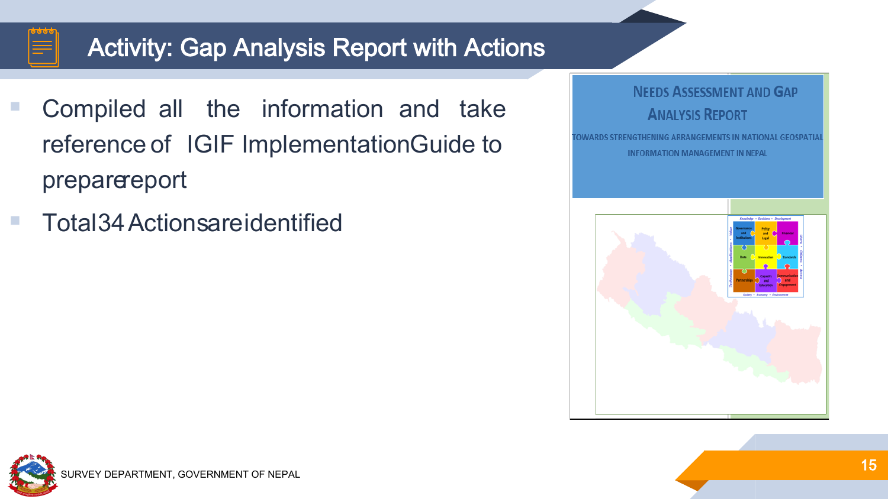# Activity: Gap Analysis Report with Actions

- Compiled all the information and take reference of IGIF ImplementationGuide to preparereport
- Total34 Actionsareidentified

NEEDS ASSESSMENT AND GAP ANALYSIS REPORT

TOWARDS STRENGTHENING ARRANGEMENTS IN NATIONAL GEOSPATIAL INFORMATION MANAGEMENT IN NEPAL

SURVEY DEPARTMENT, GOVERNMENT OF NEPAL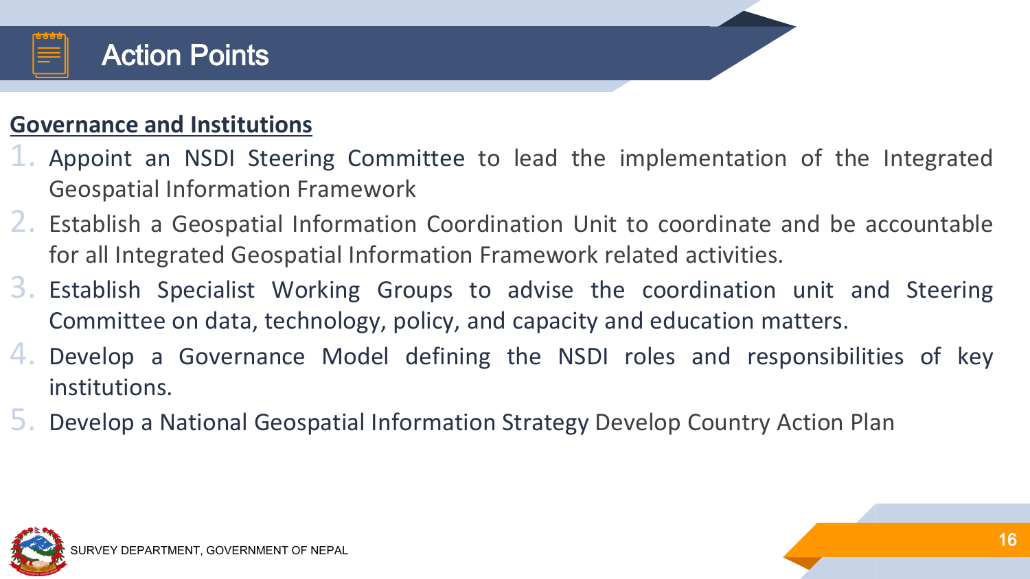# Action Points

**Governance and Institutions**

1. Appoint an NSDI Steering Committee to lead the implementation of the Integrated Geospatial Information Framework
2. Establish a Geospatial Information Coordination Unit to coordinate and be accountable for all Integrated Geospatial Information Framework related activities.
3. Establish Specialist Working Groups to advise the coordination unit and Steering Committee on data, technology, policy, and capacity and education matters.
4. Develop a Governance Model defining the NSDI roles and responsibilities of key institutions.
5. Develop a National Geospatial Information Strategy Develop Country Action Plan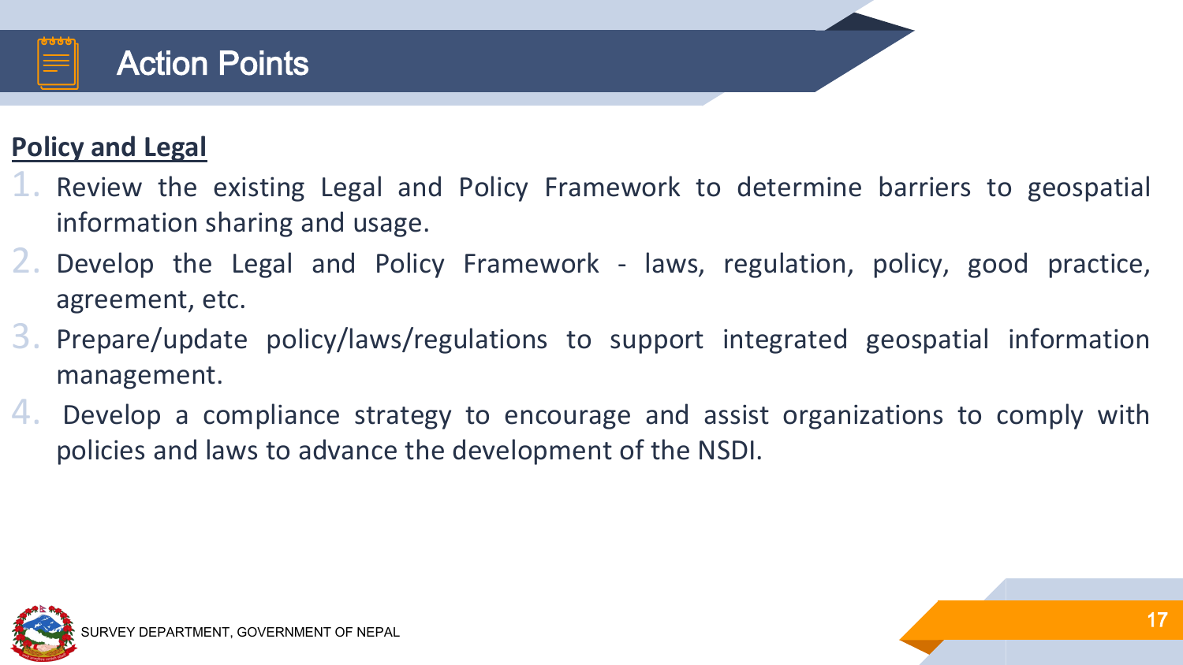# Action Points

**Policy and Legal**

1. Review the existing Legal and Policy Framework to determine barriers to geospatial information sharing and usage.
2. Develop the Legal and Policy Framework - laws, regulation, policy, good practice, agreement, etc.
3. Prepare/update policy/laws/regulations to support integrated geospatial information management.
4. Develop a compliance strategy to encourage and assist organizations to comply with policies and laws to advance the development of the NSDI.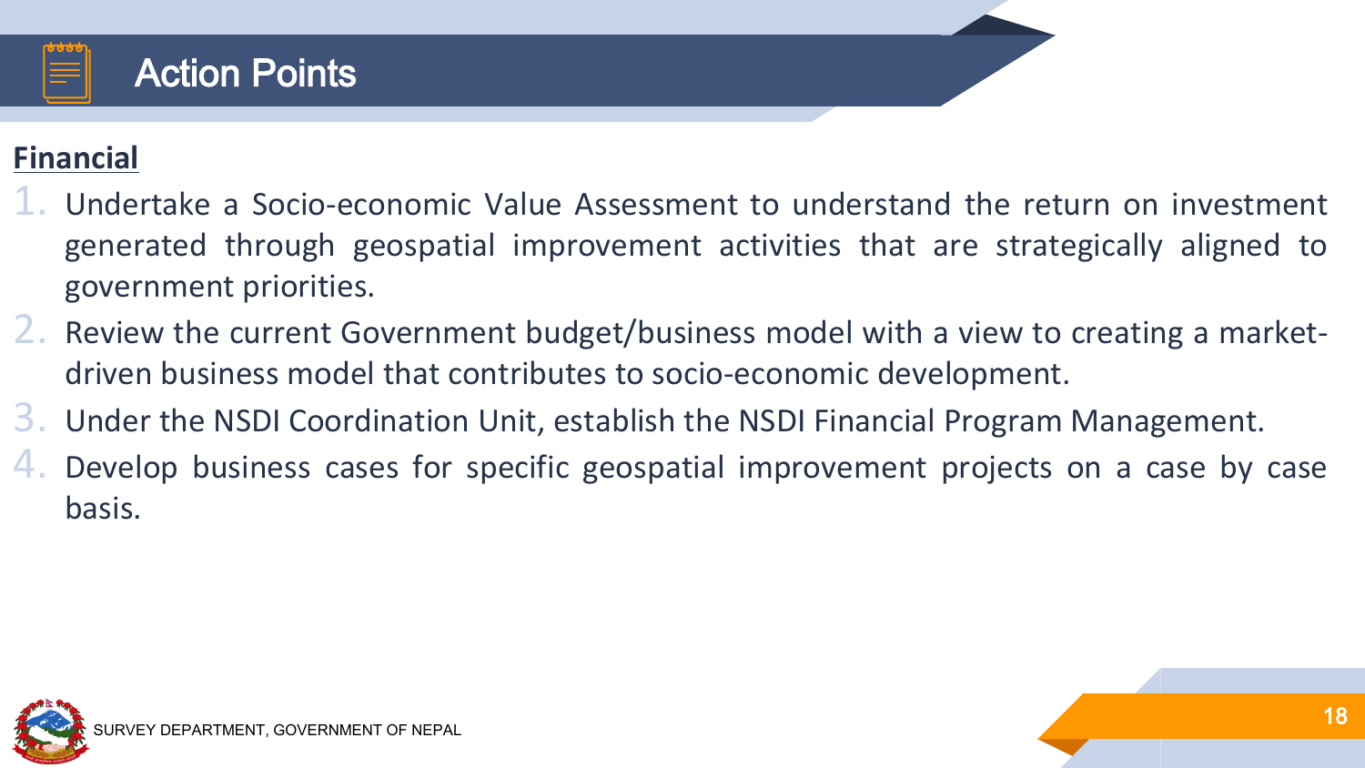# Action Points

## Financial

1. Undertake a Socio-economic Value Assessment to understand the return on investment generated through geospatial improvement activities that are strategically aligned to government priorities.
2. Review the current Government budget/business model with a view to creating a market-driven business model that contributes to socio-economic development.
3. Under the NSDI Coordination Unit, establish the NSDI Financial Program Management.
4. Develop business cases for specific geospatial improvement projects on a case by case basis.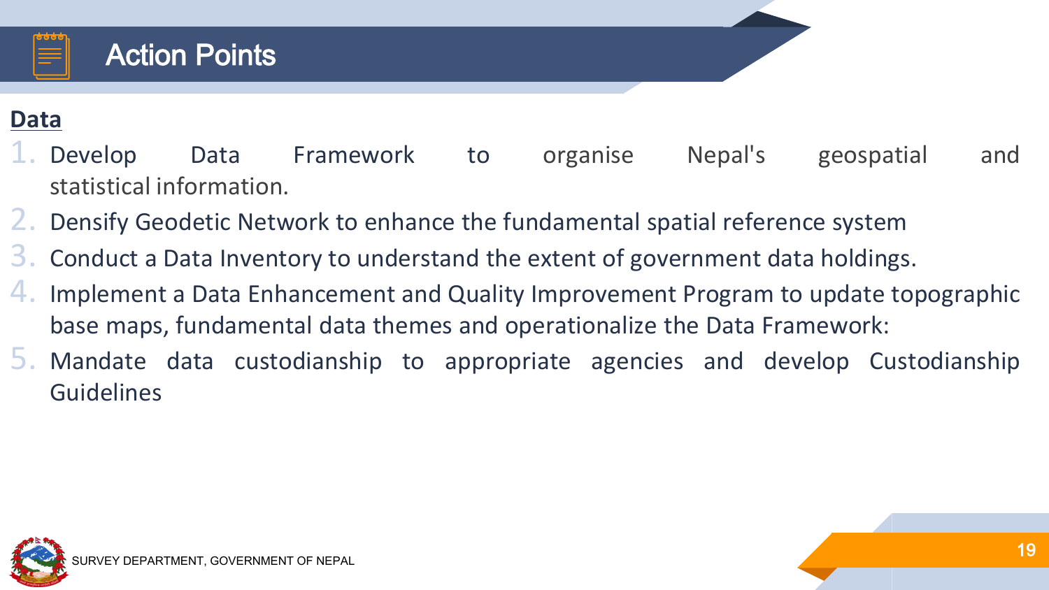# Action Points

**Data**

1. Develop Data Framework to organise Nepal's geospatial and statistical information.
2. Densify Geodetic Network to enhance the fundamental spatial reference system
3. Conduct a Data Inventory to understand the extent of government data holdings.
4. Implement a Data Enhancement and Quality Improvement Program to update topographic base maps, fundamental data themes and operationalize the Data Framework:
5. Mandate data custodianship to appropriate agencies and develop Custodianship Guidelines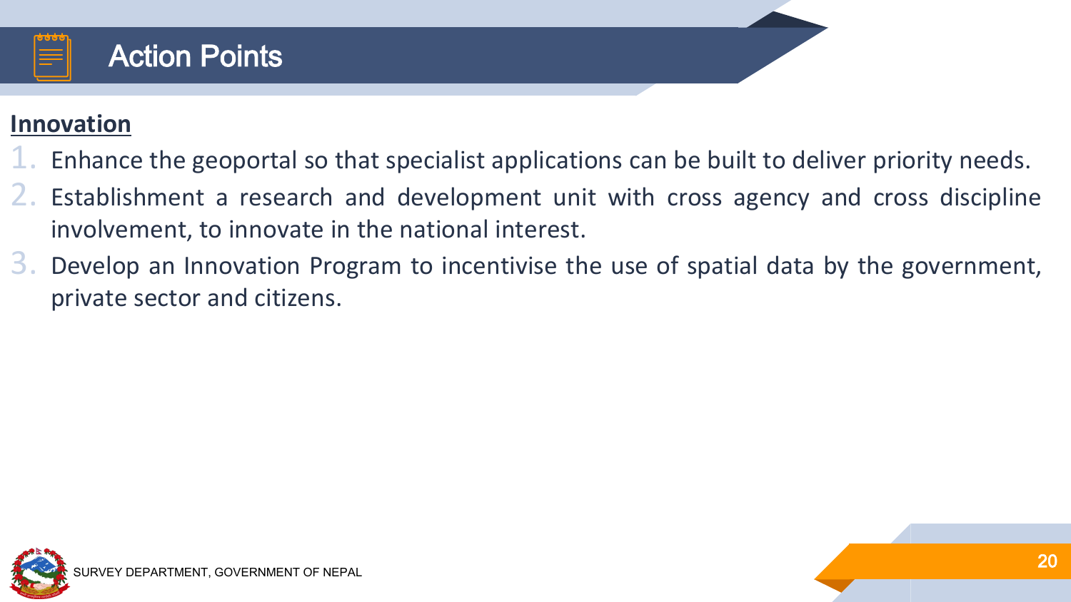# Action Points

**Innovation**

1. Enhance the geoportal so that specialist applications can be built to deliver priority needs.
2. Establishment a research and development unit with cross agency and cross discipline involvement, to innovate in the national interest.
3. Develop an Innovation Program to incentivise the use of spatial data by the government, private sector and citizens.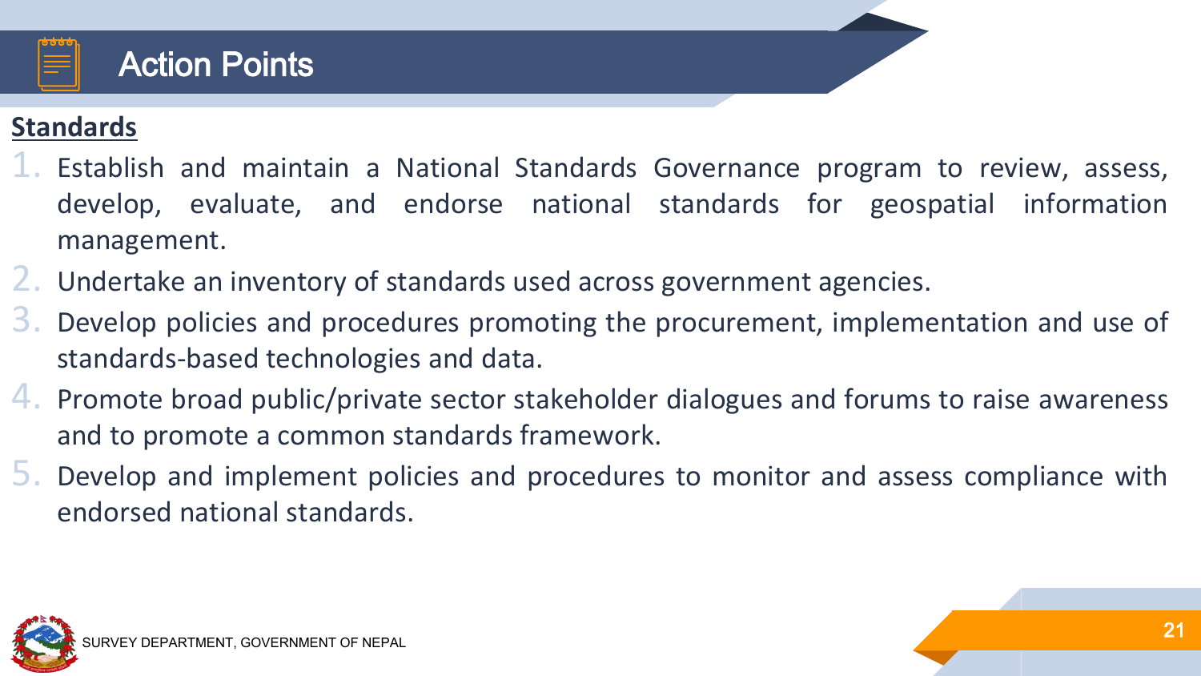# Action Points

**Standards**

1. Establish and maintain a National Standards Governance program to review, assess, develop, evaluate, and endorse national standards for geospatial information management.
2. Undertake an inventory of standards used across government agencies.
3. Develop policies and procedures promoting the procurement, implementation and use of standards-based technologies and data.
4. Promote broad public/private sector stakeholder dialogues and forums to raise awareness and to promote a common standards framework.
5. Develop and implement policies and procedures to monitor and assess compliance with endorsed national standards.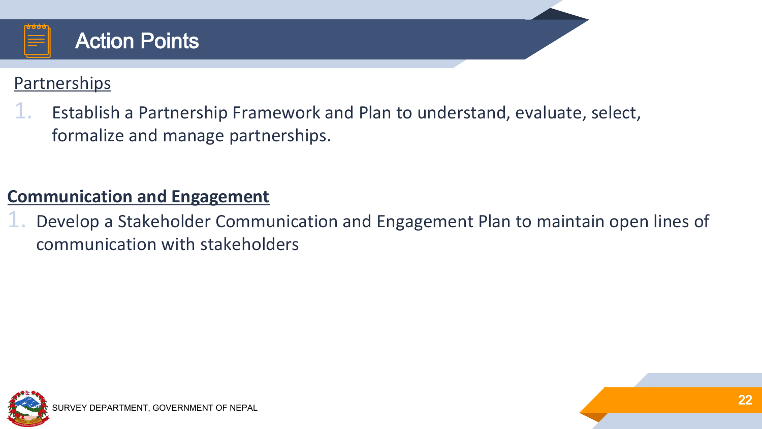# Action Points

Partnerships

1. Establish a Partnership Framework and Plan to understand, evaluate, select, formalize and manage partnerships.

**Communication and Engagement**

1. Develop a Stakeholder Communication and Engagement Plan to maintain open lines of communication with stakeholders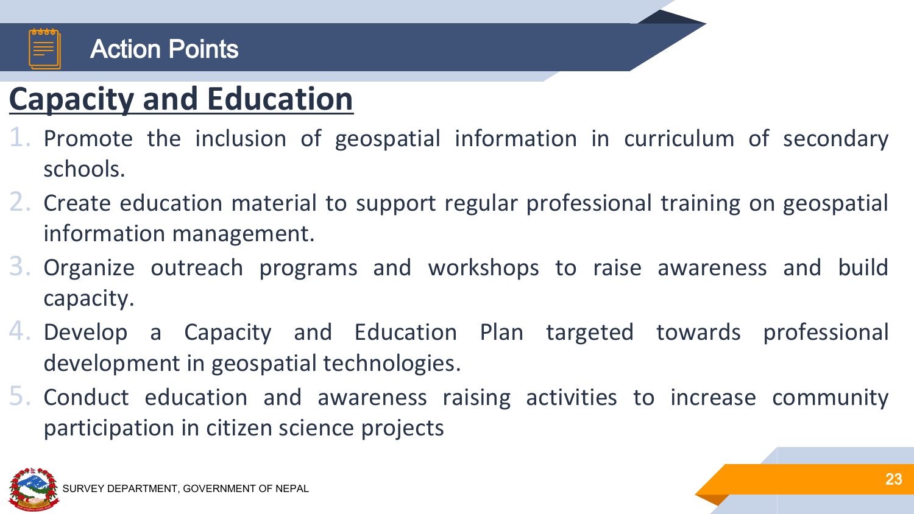# Action Points

## Capacity and Education

1. Promote the inclusion of geospatial information in curriculum of secondary schools.
2. Create education material to support regular professional training on geospatial information management.
3. Organize outreach programs and workshops to raise awareness and build capacity.
4. Develop a Capacity and Education Plan targeted towards professional development in geospatial technologies.
5. Conduct education and awareness raising activities to increase community participation in citizen science projects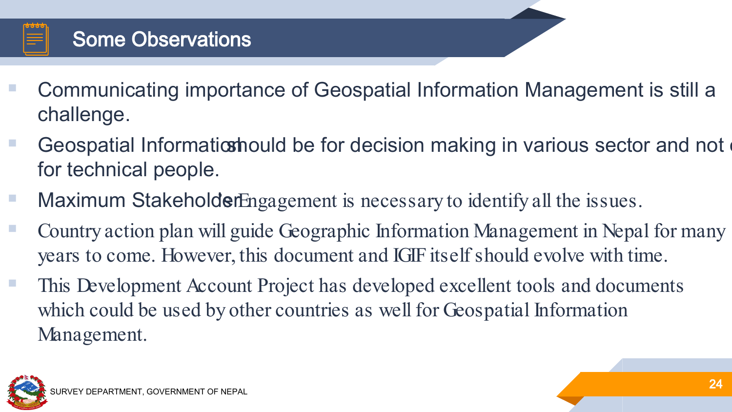# Some Observations

- Communicating importance of Geospatial Information Management is still a challenge.
- Geospatial Information should be for decision making in various sector and not only for technical people.
- Maximum Stakeholder Engagement is necessary to identify all the issues.
- Country action plan will guide Geographic Information Management in Nepal for many years to come. However, this document and IGIF itself should evolve with time.
- This Development Account Project has developed excellent tools and documents which could be used by other countries as well for Geospatial Information Management.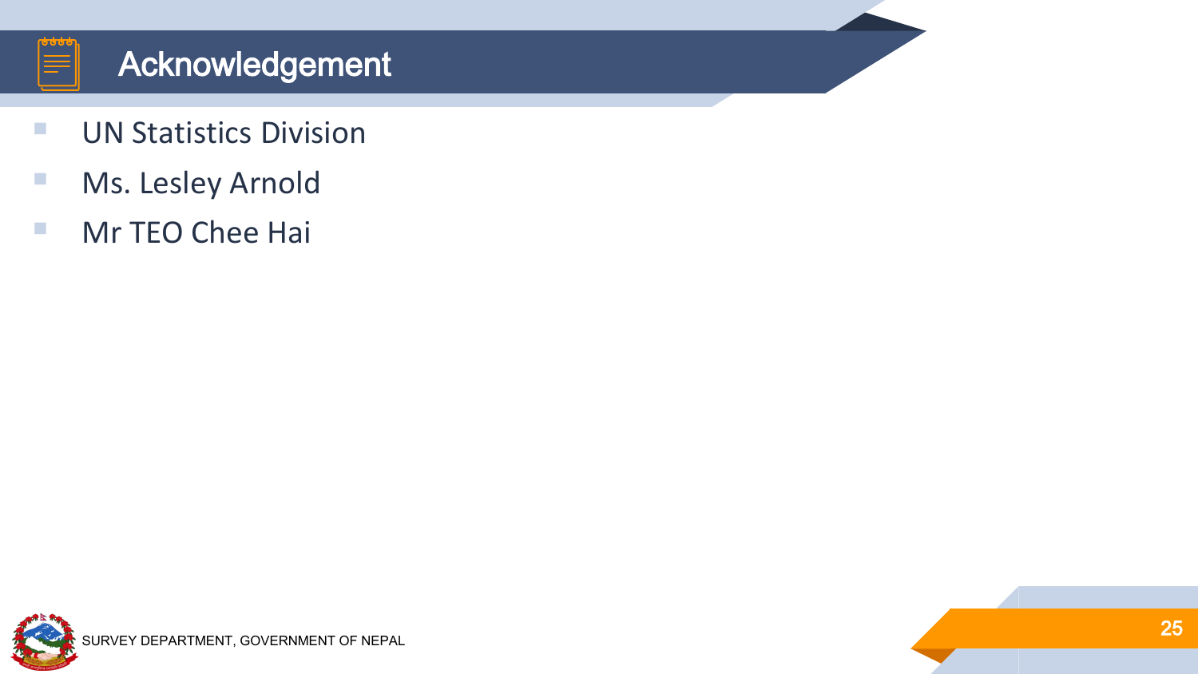# Acknowledgement

- UN Statistics Division
- Ms. Lesley Arnold
- Mr TEO Chee Hai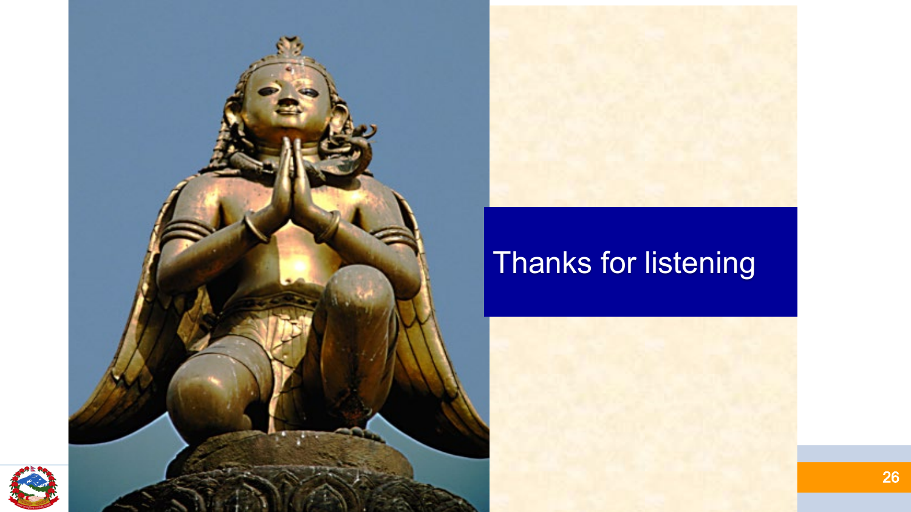# Thanks for listening